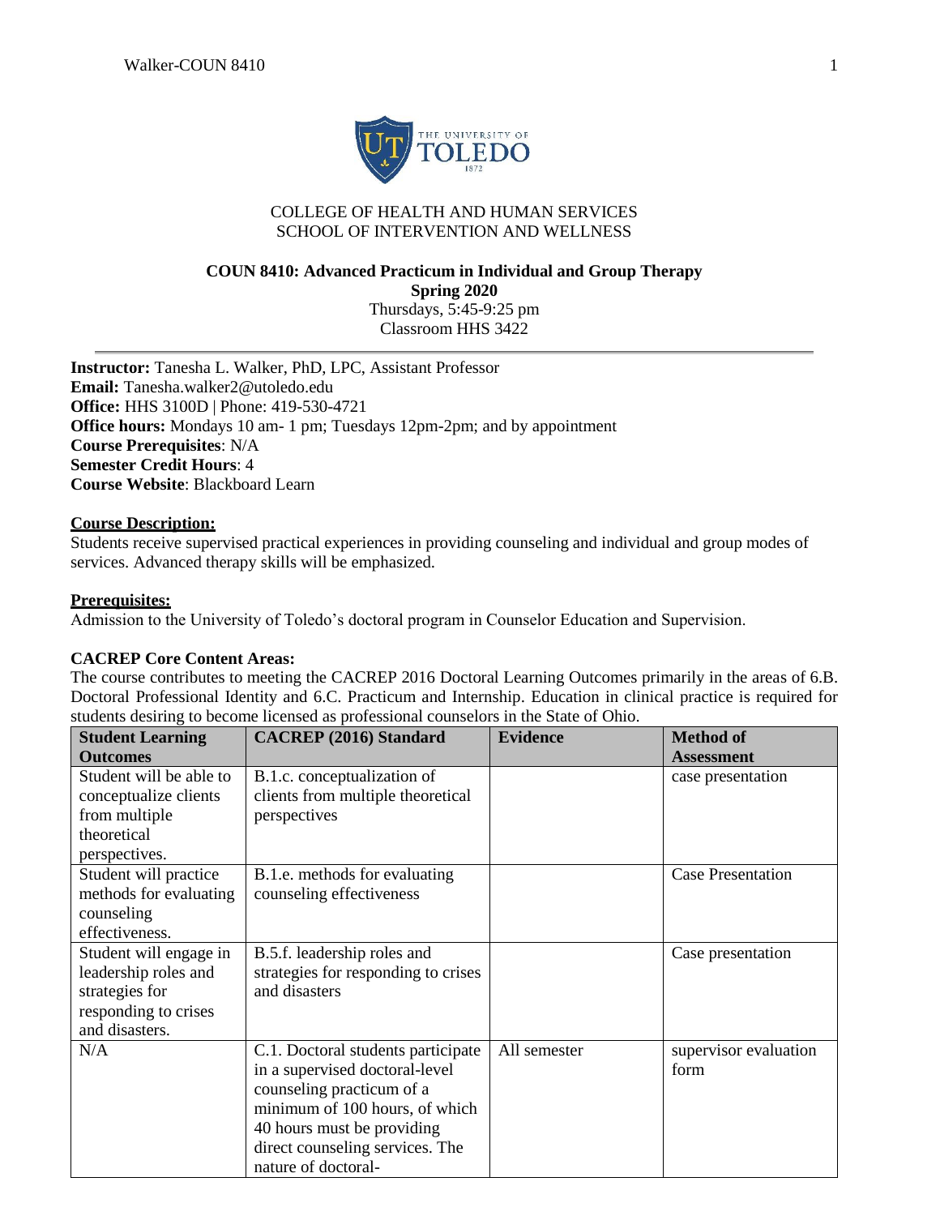COLLEGE OF HEALTH AND HUMAN SERVICES
SCHOOL OF INTERVENTION AND WELLNESS

**COUN 8410: Advanced Practicum in Individual and Group Therapy**
**Spring 2020**
Thursdays, 5:45-9:25 pm
Classroom HHS 3422

---

**Instructor:** Tanesha L. Walker, PhD, LPC, Assistant Professor
**Email:** Tanesha.walker2@utoledo.edu
**Office:** HHS 3100D | Phone: 419-530-4721
**Office hours:** Mondays 10 am- 1 pm; Tuesdays 12pm-2pm; and by appointment
**Course Prerequisites**: N/A
**Semester Credit Hours**: 4
**Course Website**: Blackboard Learn

## Course Description:

Students receive supervised practical experiences in providing counseling and individual and group modes of services. Advanced therapy skills will be emphasized.

## Prerequisites:

Admission to the University of Toledo's doctoral program in Counselor Education and Supervision.

## CACREP Core Content Areas:

The course contributes to meeting the CACREP 2016 Doctoral Learning Outcomes primarily in the areas of 6.B. Doctoral Professional Identity and 6.C. Practicum and Internship. Education in clinical practice is required for students desiring to become licensed as professional counselors in the State of Ohio.

| Student Learning Outcomes | CACREP (2016) Standard | Evidence | Method of Assessment |
|---|---|---|---|
| Student will be able to conceptualize clients from multiple theoretical perspectives. | B.1.c. conceptualization of clients from multiple theoretical perspectives | | case presentation |
| Student will practice methods for evaluating counseling effectiveness. | B.1.e. methods for evaluating counseling effectiveness | | Case Presentation |
| Student will engage in leadership roles and strategies for responding to crises and disasters. | B.5.f. leadership roles and strategies for responding to crises and disasters | | Case presentation |
| N/A | C.1. Doctoral students participate in a supervised doctoral-level counseling practicum of a minimum of 100 hours, of which 40 hours must be providing direct counseling services. The nature of doctoral- | All semester | supervisor evaluation form |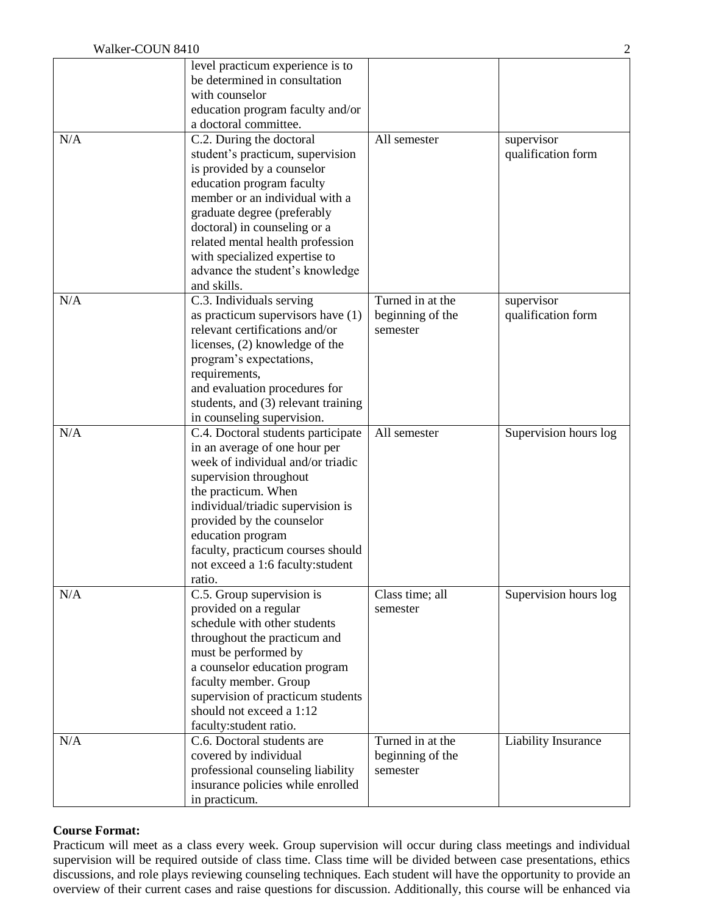| | | | |
|---|---|---|---|
| | level practicum experience is to be determined in consultation with counselor education program faculty and/or a doctoral committee. | | |
| N/A | C.2. During the doctoral student's practicum, supervision is provided by a counselor education program faculty member or an individual with a graduate degree (preferably doctoral) in counseling or a related mental health profession with specialized expertise to advance the student's knowledge and skills. | All semester | supervisor qualification form |
| N/A | C.3. Individuals serving as practicum supervisors have (1) relevant certifications and/or licenses, (2) knowledge of the program's expectations, requirements, and evaluation procedures for students, and (3) relevant training in counseling supervision. | Turned in at the beginning of the semester | supervisor qualification form |
| N/A | C.4. Doctoral students participate in an average of one hour per week of individual and/or triadic supervision throughout the practicum. When individual/triadic supervision is provided by the counselor education program faculty, practicum courses should not exceed a 1:6 faculty:student ratio. | All semester | Supervision hours log |
| N/A | C.5. Group supervision is provided on a regular schedule with other students throughout the practicum and must be performed by a counselor education program faculty member. Group supervision of practicum students should not exceed a 1:12 faculty:student ratio. | Class time; all semester | Supervision hours log |
| N/A | C.6. Doctoral students are covered by individual professional counseling liability insurance policies while enrolled in practicum. | Turned in at the beginning of the semester | Liability Insurance |

**Course Format:**

Practicum will meet as a class every week. Group supervision will occur during class meetings and individual supervision will be required outside of class time. Class time will be divided between case presentations, ethics discussions, and role plays reviewing counseling techniques. Each student will have the opportunity to provide an overview of their current cases and raise questions for discussion. Additionally, this course will be enhanced via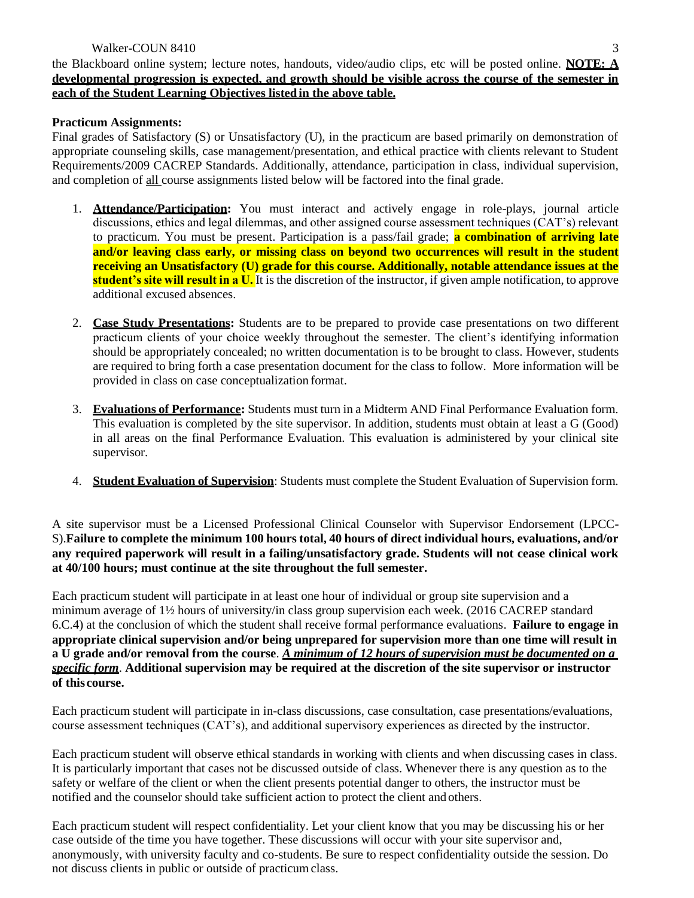the Blackboard online system; lecture notes, handouts, video/audio clips, etc will be posted online. **NOTE: A developmental progression is expected, and growth should be visible across the course of the semester in each of the Student Learning Objectives listed in the above table.**

**Practicum Assignments:**
Final grades of Satisfactory (S) or Unsatisfactory (U), in the practicum are based primarily on demonstration of appropriate counseling skills, case management/presentation, and ethical practice with clients relevant to Student Requirements/2009 CACREP Standards. Additionally, attendance, participation in class, individual supervision, and completion of all course assignments listed below will be factored into the final grade.

1. **Attendance/Participation:** You must interact and actively engage in role-plays, journal article discussions, ethics and legal dilemmas, and other assigned course assessment techniques (CAT's) relevant to practicum. You must be present. Participation is a pass/fail grade; **a combination of arriving late and/or leaving class early, or missing class on beyond two occurrences will result in the student receiving an Unsatisfactory (U) grade for this course. Additionally, notable attendance issues at the student's site will result in a U.** It is the discretion of the instructor, if given ample notification, to approve additional excused absences.

2. **Case Study Presentations:** Students are to be prepared to provide case presentations on two different practicum clients of your choice weekly throughout the semester. The client's identifying information should be appropriately concealed; no written documentation is to be brought to class. However, students are required to bring forth a case presentation document for the class to follow. More information will be provided in class on case conceptualization format.

3. **Evaluations of Performance:** Students must turn in a Midterm AND Final Performance Evaluation form. This evaluation is completed by the site supervisor. In addition, students must obtain at least a G (Good) in all areas on the final Performance Evaluation. This evaluation is administered by your clinical site supervisor.

4. **Student Evaluation of Supervision**: Students must complete the Student Evaluation of Supervision form.

A site supervisor must be a Licensed Professional Clinical Counselor with Supervisor Endorsement (LPCC-S).**Failure to complete the minimum 100 hours total, 40 hours of direct individual hours, evaluations, and/or any required paperwork will result in a failing/unsatisfactory grade. Students will not cease clinical work at 40/100 hours; must continue at the site throughout the full semester.**

Each practicum student will participate in at least one hour of individual or group site supervision and a minimum average of 1½ hours of university/in class group supervision each week. (2016 CACREP standard 6.C.4) at the conclusion of which the student shall receive formal performance evaluations. **Failure to engage in appropriate clinical supervision and/or being unprepared for supervision more than one time will result in a U grade and/or removal from the course**. ***A minimum of 12 hours of supervision must be documented on a specific form***. **Additional supervision may be required at the discretion of the site supervisor or instructor of this course.**

Each practicum student will participate in in-class discussions, case consultation, case presentations/evaluations, course assessment techniques (CAT's), and additional supervisory experiences as directed by the instructor.

Each practicum student will observe ethical standards in working with clients and when discussing cases in class. It is particularly important that cases not be discussed outside of class. Whenever there is any question as to the safety or welfare of the client or when the client presents potential danger to others, the instructor must be notified and the counselor should take sufficient action to protect the client and others.

Each practicum student will respect confidentiality. Let your client know that you may be discussing his or her case outside of the time you have together. These discussions will occur with your site supervisor and, anonymously, with university faculty and co-students. Be sure to respect confidentiality outside the session. Do not discuss clients in public or outside of practicum class.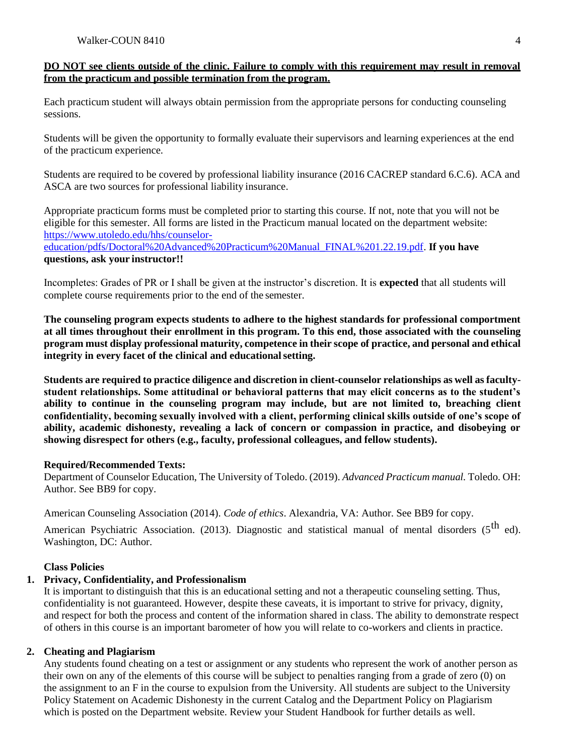**DO NOT see clients outside of the clinic. Failure to comply with this requirement may result in removal from the practicum and possible termination from the program.**

Each practicum student will always obtain permission from the appropriate persons for conducting counseling sessions.

Students will be given the opportunity to formally evaluate their supervisors and learning experiences at the end of the practicum experience.

Students are required to be covered by professional liability insurance (2016 CACREP standard 6.C.6). ACA and ASCA are two sources for professional liability insurance.

Appropriate practicum forms must be completed prior to starting this course. If not, note that you will not be eligible for this semester. All forms are listed in the Practicum manual located on the department website: [https://www.utoledo.edu/hhs/counselor-education/pdfs/Doctoral%20Advanced%20Practicum%20Manual_FINAL%201.22.19.pdf](https://www.utoledo.edu/hhs/counselor-education/pdfs/Doctoral%20Advanced%20Practicum%20Manual_FINAL%201.22.19.pdf). **If you have questions, ask your instructor!!**

Incompletes: Grades of PR or I shall be given at the instructor's discretion. It is **expected** that all students will complete course requirements prior to the end of the semester.

**The counseling program expects students to adhere to the highest standards for professional comportment at all times throughout their enrollment in this program. To this end, those associated with the counseling program must display professional maturity, competence in their scope of practice, and personal and ethical integrity in every facet of the clinical and educational setting.**

**Students are required to practice diligence and discretion in client-counselor relationships as well as faculty-student relationships. Some attitudinal or behavioral patterns that may elicit concerns as to the student's ability to continue in the counseling program may include, but are not limited to, breaching client confidentiality, becoming sexually involved with a client, performing clinical skills outside of one's scope of ability, academic dishonesty, revealing a lack of concern or compassion in practice, and disobeying or showing disrespect for others (e.g., faculty, professional colleagues, and fellow students).**

**Required/Recommended Texts:**

Department of Counselor Education, The University of Toledo. (2019). *Advanced Practicum manual.* Toledo. OH: Author. See BB9 for copy.

American Counseling Association (2014). *Code of ethics*. Alexandria, VA: Author. See BB9 for copy.

American Psychiatric Association. (2013). Diagnostic and statistical manual of mental disorders (5th ed). Washington, DC: Author.

**Class Policies**

1. **Privacy, Confidentiality, and Professionalism**
   It is important to distinguish that this is an educational setting and not a therapeutic counseling setting. Thus, confidentiality is not guaranteed. However, despite these caveats, it is important to strive for privacy, dignity, and respect for both the process and content of the information shared in class. The ability to demonstrate respect of others in this course is an important barometer of how you will relate to co-workers and clients in practice.

2. **Cheating and Plagiarism**
   Any students found cheating on a test or assignment or any students who represent the work of another person as their own on any of the elements of this course will be subject to penalties ranging from a grade of zero (0) on the assignment to an F in the course to expulsion from the University. All students are subject to the University Policy Statement on Academic Dishonesty in the current Catalog and the Department Policy on Plagiarism which is posted on the Department website. Review your Student Handbook for further details as well.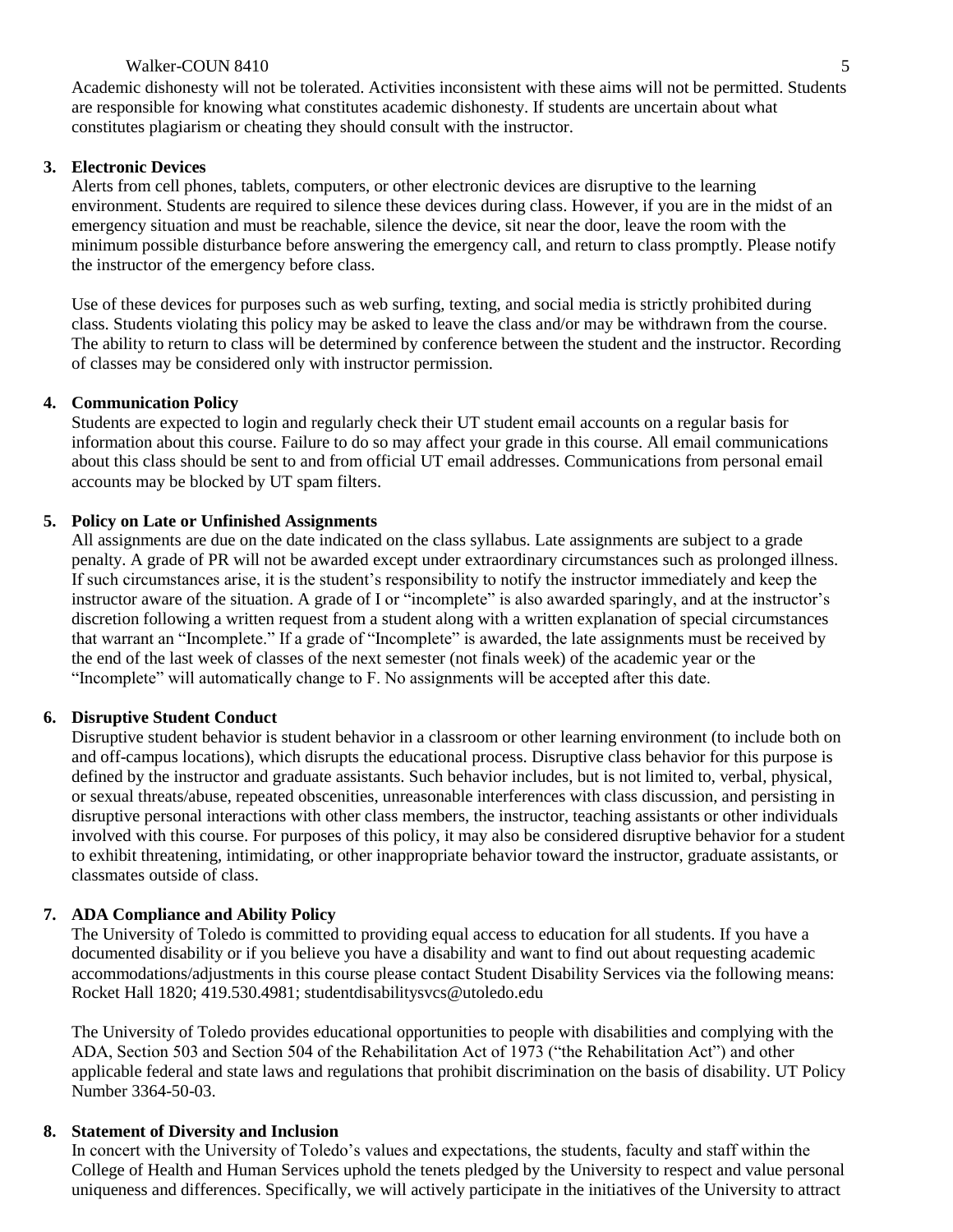Academic dishonesty will not be tolerated. Activities inconsistent with these aims will not be permitted. Students are responsible for knowing what constitutes academic dishonesty. If students are uncertain about what constitutes plagiarism or cheating they should consult with the instructor.

**3. Electronic Devices**

Alerts from cell phones, tablets, computers, or other electronic devices are disruptive to the learning environment. Students are required to silence these devices during class. However, if you are in the midst of an emergency situation and must be reachable, silence the device, sit near the door, leave the room with the minimum possible disturbance before answering the emergency call, and return to class promptly. Please notify the instructor of the emergency before class.

Use of these devices for purposes such as web surfing, texting, and social media is strictly prohibited during class. Students violating this policy may be asked to leave the class and/or may be withdrawn from the course. The ability to return to class will be determined by conference between the student and the instructor. Recording of classes may be considered only with instructor permission.

**4. Communication Policy**

Students are expected to login and regularly check their UT student email accounts on a regular basis for information about this course. Failure to do so may affect your grade in this course. All email communications about this class should be sent to and from official UT email addresses. Communications from personal email accounts may be blocked by UT spam filters.

**5. Policy on Late or Unfinished Assignments**

All assignments are due on the date indicated on the class syllabus. Late assignments are subject to a grade penalty. A grade of PR will not be awarded except under extraordinary circumstances such as prolonged illness. If such circumstances arise, it is the student's responsibility to notify the instructor immediately and keep the instructor aware of the situation. A grade of I or "incomplete" is also awarded sparingly, and at the instructor's discretion following a written request from a student along with a written explanation of special circumstances that warrant an "Incomplete." If a grade of "Incomplete" is awarded, the late assignments must be received by the end of the last week of classes of the next semester (not finals week) of the academic year or the "Incomplete" will automatically change to F. No assignments will be accepted after this date.

**6. Disruptive Student Conduct**

Disruptive student behavior is student behavior in a classroom or other learning environment (to include both on and off-campus locations), which disrupts the educational process. Disruptive class behavior for this purpose is defined by the instructor and graduate assistants. Such behavior includes, but is not limited to, verbal, physical, or sexual threats/abuse, repeated obscenities, unreasonable interferences with class discussion, and persisting in disruptive personal interactions with other class members, the instructor, teaching assistants or other individuals involved with this course. For purposes of this policy, it may also be considered disruptive behavior for a student to exhibit threatening, intimidating, or other inappropriate behavior toward the instructor, graduate assistants, or classmates outside of class.

**7. ADA Compliance and Ability Policy**

The University of Toledo is committed to providing equal access to education for all students. If you have a documented disability or if you believe you have a disability and want to find out about requesting academic accommodations/adjustments in this course please contact Student Disability Services via the following means: Rocket Hall 1820; 419.530.4981; studentdisabilitysvcs@utoledo.edu

The University of Toledo provides educational opportunities to people with disabilities and complying with the ADA, Section 503 and Section 504 of the Rehabilitation Act of 1973 ("the Rehabilitation Act") and other applicable federal and state laws and regulations that prohibit discrimination on the basis of disability. UT Policy Number 3364-50-03.

**8. Statement of Diversity and Inclusion**

In concert with the University of Toledo's values and expectations, the students, faculty and staff within the College of Health and Human Services uphold the tenets pledged by the University to respect and value personal uniqueness and differences. Specifically, we will actively participate in the initiatives of the University to attract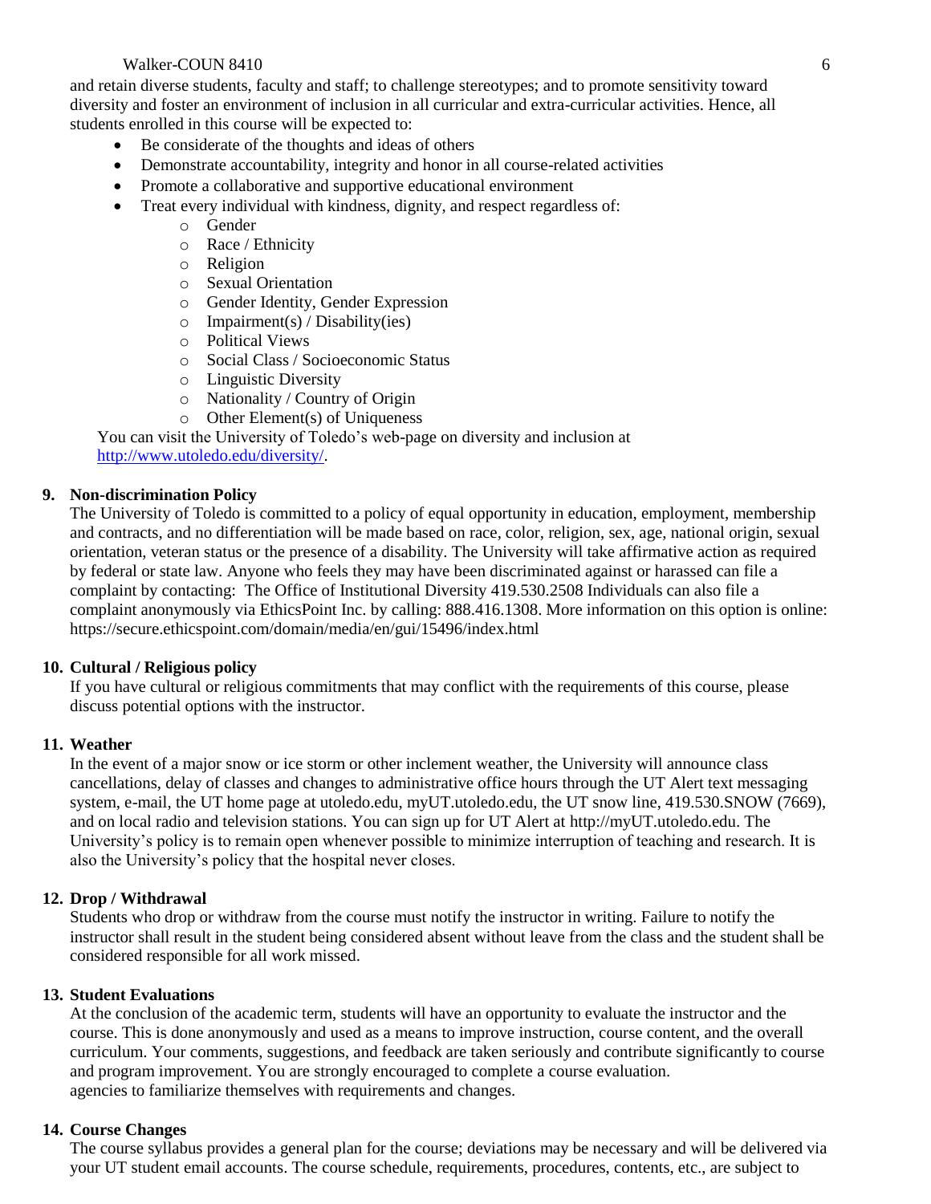and retain diverse students, faculty and staff; to challenge stereotypes; and to promote sensitivity toward diversity and foster an environment of inclusion in all curricular and extra-curricular activities. Hence, all students enrolled in this course will be expected to:

- Be considerate of the thoughts and ideas of others
- Demonstrate accountability, integrity and honor in all course-related activities
- Promote a collaborative and supportive educational environment
- Treat every individual with kindness, dignity, and respect regardless of:
    - Gender
    - Race / Ethnicity
    - Religion
    - Sexual Orientation
    - Gender Identity, Gender Expression
    - Impairment(s) / Disability(ies)
    - Political Views
    - Social Class / Socioeconomic Status
    - Linguistic Diversity
    - Nationality / Country of Origin
    - Other Element(s) of Uniqueness

You can visit the University of Toledo's web-page on diversity and inclusion at [http://www.utoledo.edu/diversity/](http://www.utoledo.edu/diversity/).

**9. Non-discrimination Policy**

The University of Toledo is committed to a policy of equal opportunity in education, employment, membership and contracts, and no differentiation will be made based on race, color, religion, sex, age, national origin, sexual orientation, veteran status or the presence of a disability. The University will take affirmative action as required by federal or state law. Anyone who feels they may have been discriminated against or harassed can file a complaint by contacting: The Office of Institutional Diversity 419.530.2508 Individuals can also file a complaint anonymously via EthicsPoint Inc. by calling: 888.416.1308. More information on this option is online: https://secure.ethicspoint.com/domain/media/en/gui/15496/index.html

**10. Cultural / Religious policy**

If you have cultural or religious commitments that may conflict with the requirements of this course, please discuss potential options with the instructor.

**11. Weather**

In the event of a major snow or ice storm or other inclement weather, the University will announce class cancellations, delay of classes and changes to administrative office hours through the UT Alert text messaging system, e-mail, the UT home page at utoledo.edu, myUT.utoledo.edu, the UT snow line, 419.530.SNOW (7669), and on local radio and television stations. You can sign up for UT Alert at http://myUT.utoledo.edu. The University's policy is to remain open whenever possible to minimize interruption of teaching and research. It is also the University's policy that the hospital never closes.

**12. Drop / Withdrawal**

Students who drop or withdraw from the course must notify the instructor in writing. Failure to notify the instructor shall result in the student being considered absent without leave from the class and the student shall be considered responsible for all work missed.

**13. Student Evaluations**

At the conclusion of the academic term, students will have an opportunity to evaluate the instructor and the course. This is done anonymously and used as a means to improve instruction, course content, and the overall curriculum. Your comments, suggestions, and feedback are taken seriously and contribute significantly to course and program improvement. You are strongly encouraged to complete a course evaluation.
agencies to familiarize themselves with requirements and changes.

**14. Course Changes**

The course syllabus provides a general plan for the course; deviations may be necessary and will be delivered via your UT student email accounts. The course schedule, requirements, procedures, contents, etc., are subject to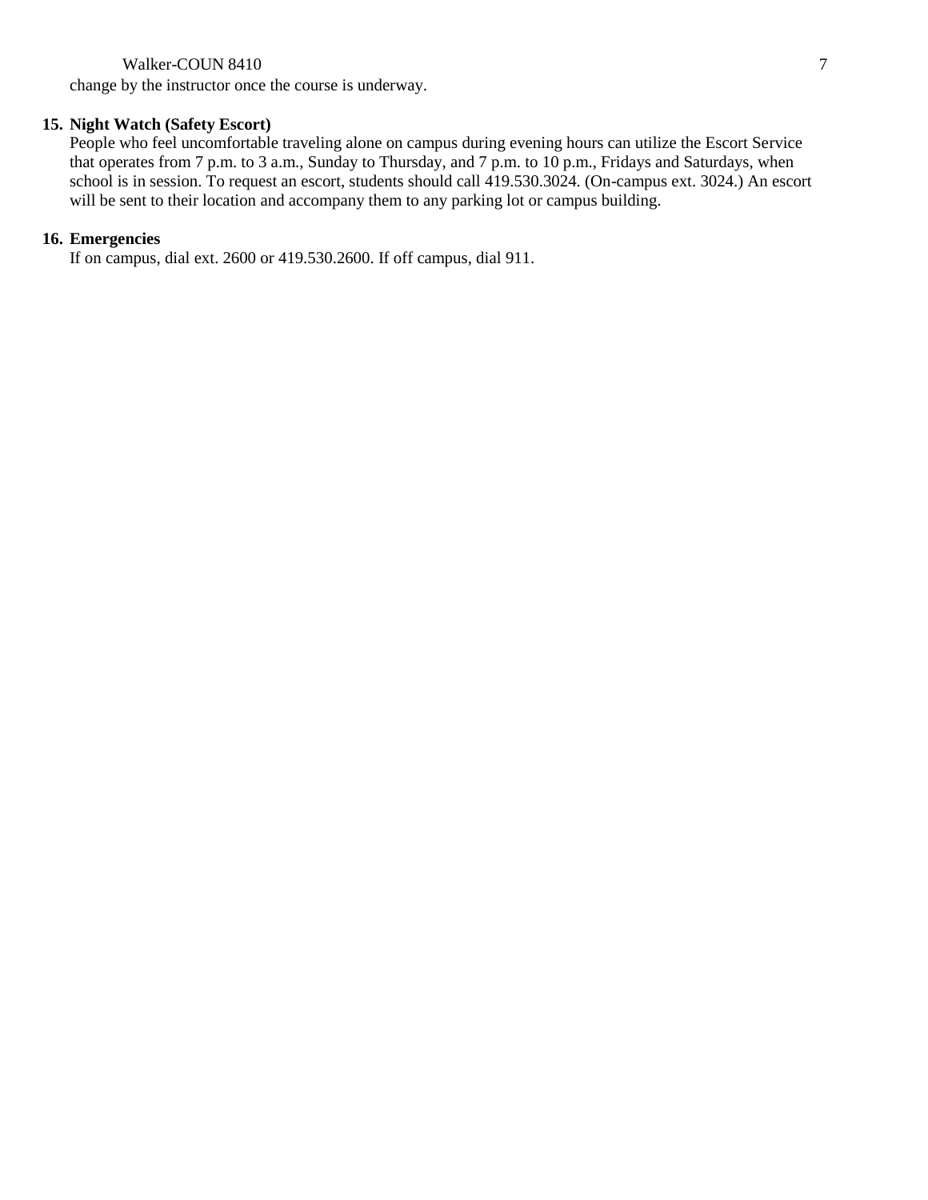change by the instructor once the course is underway.

**15. Night Watch (Safety Escort)**

People who feel uncomfortable traveling alone on campus during evening hours can utilize the Escort Service that operates from 7 p.m. to 3 a.m., Sunday to Thursday, and 7 p.m. to 10 p.m., Fridays and Saturdays, when school is in session. To request an escort, students should call 419.530.3024. (On-campus ext. 3024.) An escort will be sent to their location and accompany them to any parking lot or campus building.

**16. Emergencies**

If on campus, dial ext. 2600 or 419.530.2600. If off campus, dial 911.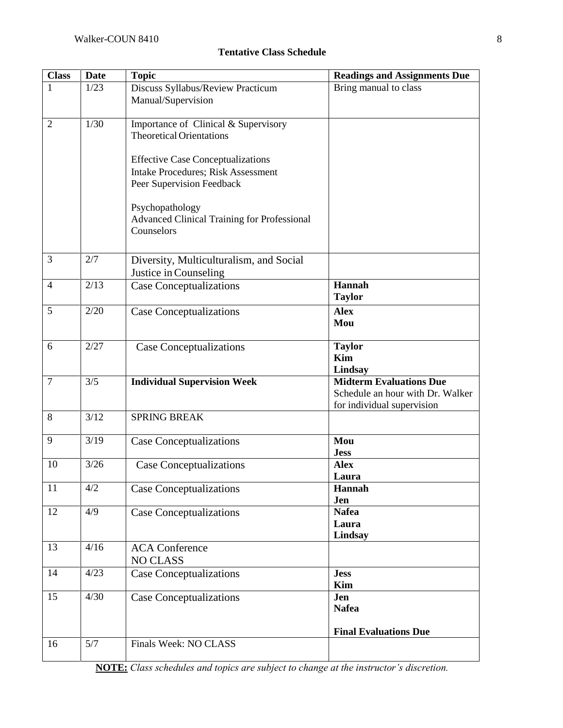**Tentative Class Schedule**

| **Class** | **Date** | **Topic** | **Readings and Assignments Due** |
|---|---|---|---|
| 1 | 1/23 | Discuss Syllabus/Review Practicum Manual/Supervision | Bring manual to class |
| 2 | 1/30 | Importance of Clinical & Supervisory Theoretical Orientations<br><br>Effective Case Conceptualizations<br>Intake Procedures; Risk Assessment<br>Peer Supervision Feedback<br><br>Psychopathology<br>Advanced Clinical Training for Professional Counselors | |
| 3 | 2/7 | Diversity, Multiculturalism, and Social Justice in Counseling | |
| 4 | 2/13 | Case Conceptualizations | **Hannah**<br>**Taylor** |
| 5 | 2/20 | Case Conceptualizations | **Alex**<br>**Mou** |
| 6 | 2/27 | Case Conceptualizations | **Taylor**<br>**Kim**<br>**Lindsay** |
| 7 | 3/5 | **Individual Supervision Week** | **Midterm Evaluations Due**<br>Schedule an hour with Dr. Walker for individual supervision |
| 8 | 3/12 | SPRING BREAK | |
| 9 | 3/19 | Case Conceptualizations | **Mou**<br>**Jess** |
| 10 | 3/26 | Case Conceptualizations | **Alex**<br>**Laura** |
| 11 | 4/2 | Case Conceptualizations | **Hannah**<br>**Jen** |
| 12 | 4/9 | Case Conceptualizations | **Nafea**<br>**Laura**<br>**Lindsay** |
| 13 | 4/16 | ACA Conference<br>NO CLASS | |
| 14 | 4/23 | Case Conceptualizations | **Jess**<br>**Kim** |
| 15 | 4/30 | Case Conceptualizations | **Jen**<br>**Nafea**<br><br>**Final Evaluations Due** |
| 16 | 5/7 | Finals Week: NO CLASS | |

**NOTE:** *Class schedules and topics are subject to change at the instructor's discretion.*